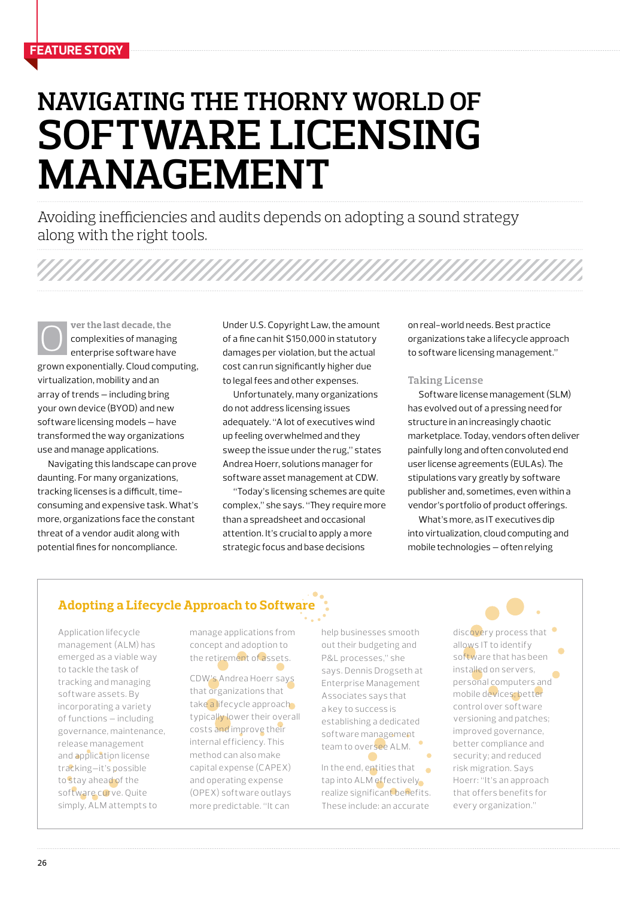FEATURE STORY

# NAVIGATING THE THORNY WORLD OF SOFTWARE LICENSING MANAGEMENT

Avoiding inefficiencies and audits depends on adopting a sound strategy along with the right tools.

**Over the last decade, the** complexities of managing enterprise software have grown exponentially. Cloud computing, virtualization, mobility and an array of trends — including bring your own device (BYOD) and new software licensing models — have transformed the way organizations use and manage applications.

Navigating this landscape can prove daunting. For many organizations, tracking licenses is a difficult, time-consuming and expensive task. What's more, organizations face the constant threat of a vendor audit along with potential fines for noncompliance.

Under U.S. Copyright Law, the amount of a fine can hit $150,000 in statutory damages per violation, but the actual cost can run significantly higher due to legal fees and other expenses.

Unfortunately, many organizations do not address licensing issues adequately. "A lot of executives wind up feeling overwhelmed and they sweep the issue under the rug," states Andrea Hoerr, solutions manager for software asset management at CDW.

"Today's licensing schemes are quite complex," she says. "They require more than a spreadsheet and occasional attention. It's crucial to apply a more strategic focus and base decisions on real-world needs. Best practice organizations take a lifecycle approach to software licensing management."

## Taking License

Software license management (SLM) has evolved out of a pressing need for structure in an increasingly chaotic marketplace. Today, vendors often deliver painfully long and often convoluted end user license agreements (EULAs). The stipulations vary greatly by software publisher and, sometimes, even within a vendor's portfolio of product offerings.

What's more, as IT executives dip into virtualization, cloud computing and mobile technologies — often relying

## Adopting a Lifecycle Approach to Software

Application lifecycle management (ALM) has emerged as a viable way to tackle the task of tracking and managing software assets. By incorporating a variety of functions — including governance, maintenance, release management and application license tracking—it's possible to stay ahead of the software curve. Quite simply, ALM attempts to manage applications from concept and adoption to the retirement of assets.

CDW's Andrea Hoerr says that organizations that take a lifecycle approach typically lower their overall costs and improve their internal efficiency. This method can also make capital expense (CAPEX) and operating expense (OPEX) software outlays more predictable. "It can help businesses smooth out their budgeting and P&L processes," she says. Dennis Drogseth at Enterprise Management Associates says that a key to success is establishing a dedicated software management team to oversee ALM.

In the end, entities that tap into ALM effectively realize significant benefits. These include: an accurate discovery process that allows IT to identify software that has been installed on servers, personal computers and mobile devices; better control over software versioning and patches; improved governance, better compliance and security; and reduced risk migration. Says Hoerr: "It's an approach that offers benefits for every organization."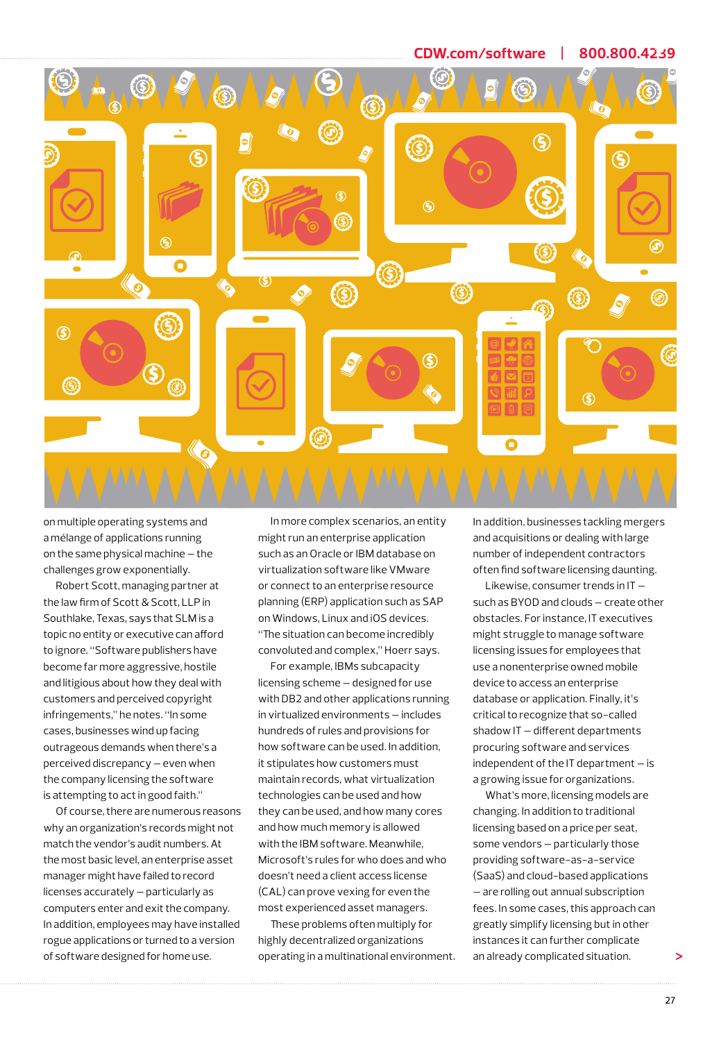on multiple operating systems and a mélange of applications running on the same physical machine — the challenges grow exponentially.

Robert Scott, managing partner at the law firm of Scott & Scott, LLP in Southlake, Texas, says that SLM is a topic no entity or executive can afford to ignore. "Software publishers have become far more aggressive, hostile and litigious about how they deal with customers and perceived copyright infringements," he notes. "In some cases, businesses wind up facing outrageous demands when there's a perceived discrepancy — even when the company licensing the software is attempting to act in good faith."

Of course, there are numerous reasons why an organization's records might not match the vendor's audit numbers. At the most basic level, an enterprise asset manager might have failed to record licenses accurately — particularly as computers enter and exit the company. In addition, employees may have installed rogue applications or turned to a version of software designed for home use.

In more complex scenarios, an entity might run an enterprise application such as an Oracle or IBM database on virtualization software like VMware or connect to an enterprise resource planning (ERP) application such as SAP on Windows, Linux and iOS devices. "The situation can become incredibly convoluted and complex," Hoerr says.

For example, IBMs subcapacity licensing scheme — designed for use with DB2 and other applications running in virtualized environments — includes hundreds of rules and provisions for how software can be used. In addition, it stipulates how customers must maintain records, what virtualization technologies can be used and how they can be used, and how many cores and how much memory is allowed with the IBM software. Meanwhile, Microsoft's rules for who does and who doesn't need a client access license (CAL) can prove vexing for even the most experienced asset managers.

These problems often multiply for highly decentralized organizations operating in a multinational environment. In addition, businesses tackling mergers and acquisitions or dealing with large number of independent contractors often find software licensing daunting.

Likewise, consumer trends in IT — such as BYOD and clouds — create other obstacles. For instance, IT executives might struggle to manage software licensing issues for employees that use a nonenterprise owned mobile device to access an enterprise database or application. Finally, it's critical to recognize that so-called shadow IT — different departments procuring software and services independent of the IT department — is a growing issue for organizations.

What's more, licensing models are changing. In addition to traditional licensing based on a price per seat, some vendors — particularly those providing software-as-a-service (SaaS) and cloud-based applications — are rolling out annual subscription fees. In some cases, this approach can greatly simplify licensing but in other instances it can further complicate an already complicated situation.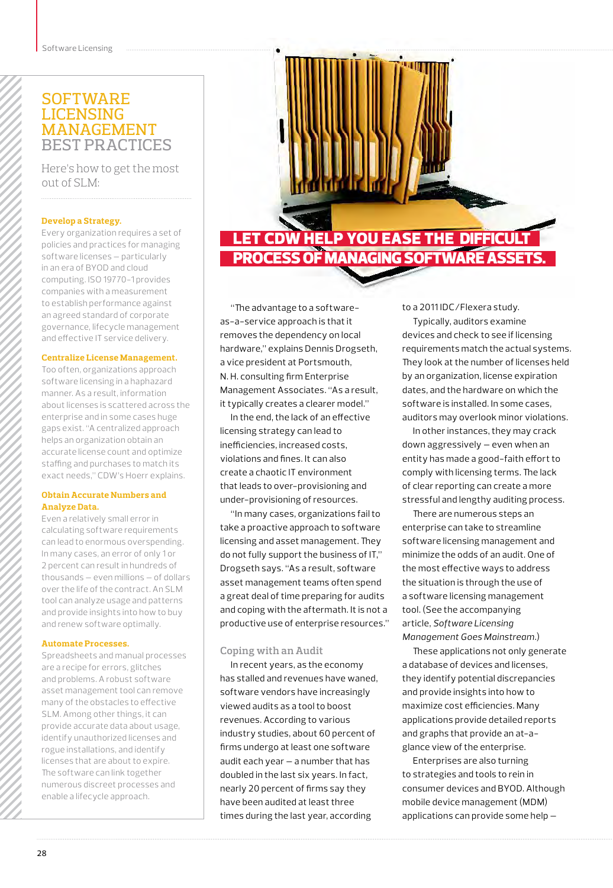## SOFTWARE LICENSING MANAGEMENT BEST PRACTICES

Here's how to get the most out of SLM:

**Develop a Strategy.**
Every organization requires a set of policies and practices for managing software licenses — particularly in an era of BYOD and cloud computing. ISO 19770-1 provides companies with a measurement to establish performance against an agreed standard of corporate governance, lifecycle management and effective IT service delivery.

**Centralize License Management.**
Too often, organizations approach software licensing in a haphazard manner. As a result, information about licenses is scattered across the enterprise and in some cases huge gaps exist. "A centralized approach helps an organization obtain an accurate license count and optimize staffing and purchases to match its exact needs," CDW's Hoerr explains.

**Obtain Accurate Numbers and Analyze Data.**
Even a relatively small error in calculating software requirements can lead to enormous overspending. In many cases, an error of only 1 or 2 percent can result in hundreds of thousands — even millions — of dollars over the life of the contract. An SLM tool can analyze usage and patterns and provide insights into how to buy and renew software optimally.

**Automate Processes.**
Spreadsheets and manual processes are a recipe for errors, glitches and problems. A robust software asset management tool can remove many of the obstacles to effective SLM. Among other things, it can provide accurate data about usage, identify unauthorized licenses and rogue installations, and identify licenses that are about to expire. The software can link together numerous discreet processes and enable a lifecycle approach.

**LET CDW HELP YOU EASE THE DIFFICULT PROCESS OF MANAGING SOFTWARE ASSETS.**

"The advantage to a software-as-a-service approach is that it removes the dependency on local hardware," explains Dennis Drogseth, a vice president at Portsmouth, N. H. consulting firm Enterprise Management Associates. "As a result, it typically creates a clearer model."

In the end, the lack of an effective licensing strategy can lead to inefficiencies, increased costs, violations and fines. It can also create a chaotic IT environment that leads to over-provisioning and under-provisioning of resources.

"In many cases, organizations fail to take a proactive approach to software licensing and asset management. They do not fully support the business of IT," Drogseth says. "As a result, software asset management teams often spend a great deal of time preparing for audits and coping with the aftermath. It is not a productive use of enterprise resources."

### Coping with an Audit

In recent years, as the economy has stalled and revenues have waned, software vendors have increasingly viewed audits as a tool to boost revenues. According to various industry studies, about 60 percent of firms undergo at least one software audit each year — a number that has doubled in the last six years. In fact, nearly 20 percent of firms say they have been audited at least three times during the last year, according to a 2011 IDC/Flexera study.

Typically, auditors examine devices and check to see if licensing requirements match the actual systems. They look at the number of licenses held by an organization, license expiration dates, and the hardware on which the software is installed. In some cases, auditors may overlook minor violations.

In other instances, they may crack down aggressively — even when an entity has made a good-faith effort to comply with licensing terms. The lack of clear reporting can create a more stressful and lengthy auditing process.

There are numerous steps an enterprise can take to streamline software licensing management and minimize the odds of an audit. One of the most effective ways to address the situation is through the use of a software licensing management tool. (See the accompanying article, *Software Licensing Management Goes Mainstream*.)

These applications not only generate a database of devices and licenses, they identify potential discrepancies and provide insights into how to maximize cost efficiencies. Many applications provide detailed reports and graphs that provide an at-a-glance view of the enterprise.

Enterprises are also turning to strategies and tools to rein in consumer devices and BYOD. Although mobile device management (MDM) applications can provide some help —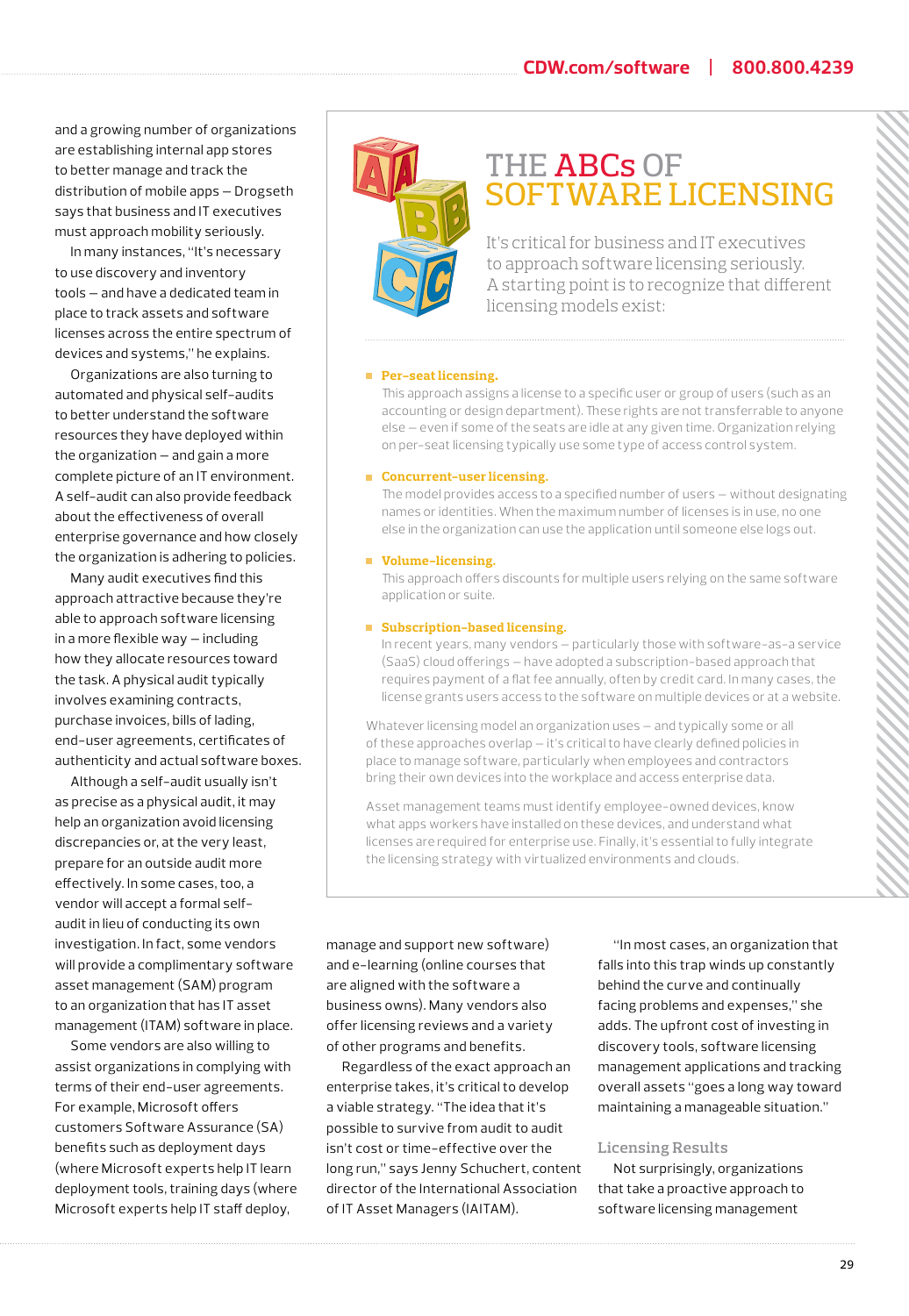and a growing number of organizations are establishing internal app stores to better manage and track the distribution of mobile apps — Drogseth says that business and IT executives must approach mobility seriously.

In many instances, "It's necessary to use discovery and inventory tools — and have a dedicated team in place to track assets and software licenses across the entire spectrum of devices and systems," he explains.

Organizations are also turning to automated and physical self-audits to better understand the software resources they have deployed within the organization — and gain a more complete picture of an IT environment. A self-audit can also provide feedback about the effectiveness of overall enterprise governance and how closely the organization is adhering to policies.

Many audit executives find this approach attractive because they're able to approach software licensing in a more flexible way — including how they allocate resources toward the task. A physical audit typically involves examining contracts, purchase invoices, bills of lading, end-user agreements, certificates of authenticity and actual software boxes.

Although a self-audit usually isn't as precise as a physical audit, it may help an organization avoid licensing discrepancies or, at the very least, prepare for an outside audit more effectively. In some cases, too, a vendor will accept a formal self-audit in lieu of conducting its own investigation. In fact, some vendors will provide a complimentary software asset management (SAM) program to an organization that has IT asset management (ITAM) software in place.

Some vendors are also willing to assist organizations in complying with terms of their end-user agreements. For example, Microsoft offers customers Software Assurance (SA) benefits such as deployment days (where Microsoft experts help IT learn deployment tools, training days (where Microsoft experts help IT staff deploy, manage and support new software) and e-learning (online courses that are aligned with the software a business owns). Many vendors also offer licensing reviews and a variety of other programs and benefits.

Regardless of the exact approach an enterprise takes, it's critical to develop a viable strategy. "The idea that it's possible to survive from audit to audit isn't cost or time-effective over the long run," says Jenny Schuchert, content director of the International Association of IT Asset Managers (IAITAM).

"In most cases, an organization that falls into this trap winds up constantly behind the curve and continually facing problems and expenses," she adds. The upfront cost of investing in discovery tools, software licensing management applications and tracking overall assets "goes a long way toward maintaining a manageable situation."

## Licensing Results

Not surprisingly, organizations that take a proactive approach to software licensing management

---

## THE ABCs OF SOFTWARE LICENSING

It's critical for business and IT executives to approach software licensing seriously. A starting point is to recognize that different licensing models exist:

- **Per-seat licensing.** This approach assigns a license to a specific user or group of users (such as an accounting or design department). These rights are not transferrable to anyone else — even if some of the seats are idle at any given time. Organization relying on per-seat licensing typically use some type of access control system.
- **Concurrent-user licensing.** The model provides access to a specified number of users — without designating names or identities. When the maximum number of licenses is in use, no one else in the organization can use the application until someone else logs out.
- **Volume-licensing.** This approach offers discounts for multiple users relying on the same software application or suite.
- **Subscription-based licensing.** In recent years, many vendors — particularly those with software-as-a service (SaaS) cloud offerings — have adopted a subscription-based approach that requires payment of a flat fee annually, often by credit card. In many cases, the license grants users access to the software on multiple devices or at a website.

Whatever licensing model an organization uses — and typically some or all of these approaches overlap — it's critical to have clearly defined policies in place to manage software, particularly when employees and contractors bring their own devices into the workplace and access enterprise data.

Asset management teams must identify employee-owned devices, know what apps workers have installed on these devices, and understand what licenses are required for enterprise use. Finally, it's essential to fully integrate the licensing strategy with virtualized environments and clouds.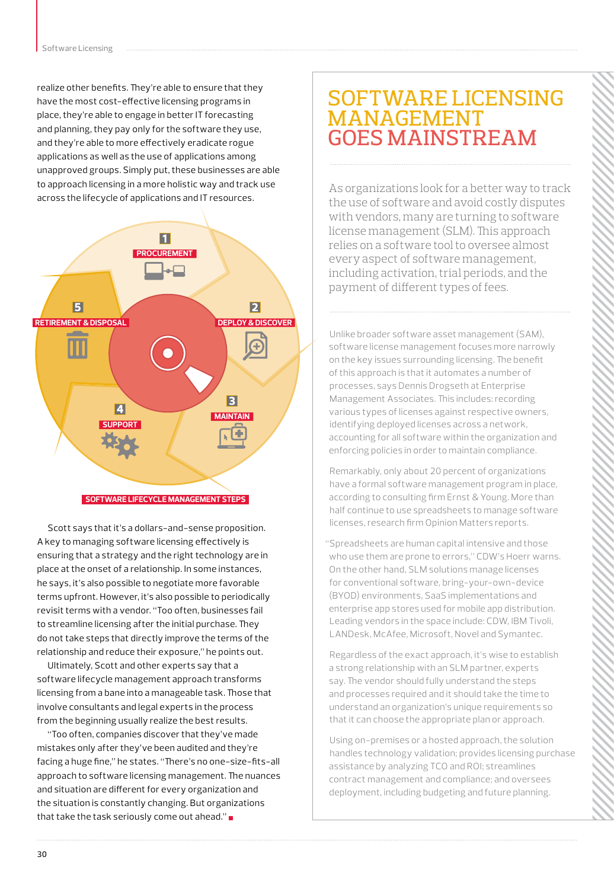realize other benefits. They're able to ensure that they have the most cost-effective licensing programs in place, they're able to engage in better IT forecasting and planning, they pay only for the software they use, and they're able to more effectively eradicate rogue applications as well as the use of applications among unapproved groups. Simply put, these businesses are able to approach licensing in a more holistic way and track use across the lifecycle of applications and IT resources.

1 PROCUREMENT

2 DEPLOY & DISCOVER

3 MAINTAIN

4 SUPPORT

5 RETIREMENT & DISPOSAL

SOFTWARE LIFECYCLE MANAGEMENT STEPS

Scott says that it's a dollars-and-sense proposition. A key to managing software licensing effectively is ensuring that a strategy and the right technology are in place at the onset of a relationship. In some instances, he says, it's also possible to negotiate more favorable terms upfront. However, it's also possible to periodically revisit terms with a vendor. "Too often, businesses fail to streamline licensing after the initial purchase. They do not take steps that directly improve the terms of the relationship and reduce their exposure," he points out.

Ultimately, Scott and other experts say that a software lifecycle management approach transforms licensing from a bane into a manageable task. Those that involve consultants and legal experts in the process from the beginning usually realize the best results.

"Too often, companies discover that they've made mistakes only after they've been audited and they're facing a huge fine," he states. "There's no one-size-fits-all approach to software licensing management. The nuances and situation are different for every organization and the situation is constantly changing. But organizations that take the task seriously come out ahead."

## SOFTWARE LICENSING MANAGEMENT GOES MAINSTREAM

As organizations look for a better way to track the use of software and avoid costly disputes with vendors, many are turning to software license management (SLM). This approach relies on a software tool to oversee almost every aspect of software management, including activation, trial periods, and the payment of different types of fees.

Unlike broader software asset management (SAM), software license management focuses more narrowly on the key issues surrounding licensing. The benefit of this approach is that it automates a number of processes, says Dennis Drogseth at Enterprise Management Associates. This includes: recording various types of licenses against respective owners, identifying deployed licenses across a network, accounting for all software within the organization and enforcing policies in order to maintain compliance.

Remarkably, only about 20 percent of organizations have a formal software management program in place, according to consulting firm Ernst & Young. More than half continue to use spreadsheets to manage software licenses, research firm Opinion Matters reports.

"Spreadsheets are human capital intensive and those who use them are prone to errors," CDW's Hoerr warns. On the other hand, SLM solutions manage licenses for conventional software, bring-your-own-device (BYOD) environments, SaaS implementations and enterprise app stores used for mobile app distribution. Leading vendors in the space include: CDW, IBM Tivoli, LANDesk, McAfee, Microsoft, Novel and Symantec.

Regardless of the exact approach, it's wise to establish a strong relationship with an SLM partner, experts say. The vendor should fully understand the steps and processes required and it should take the time to understand an organization's unique requirements so that it can choose the appropriate plan or approach.

Using on-premises or a hosted approach, the solution handles technology validation; provides licensing purchase assistance by analyzing TCO and ROI; streamlines contract management and compliance; and oversees deployment, including budgeting and future planning.